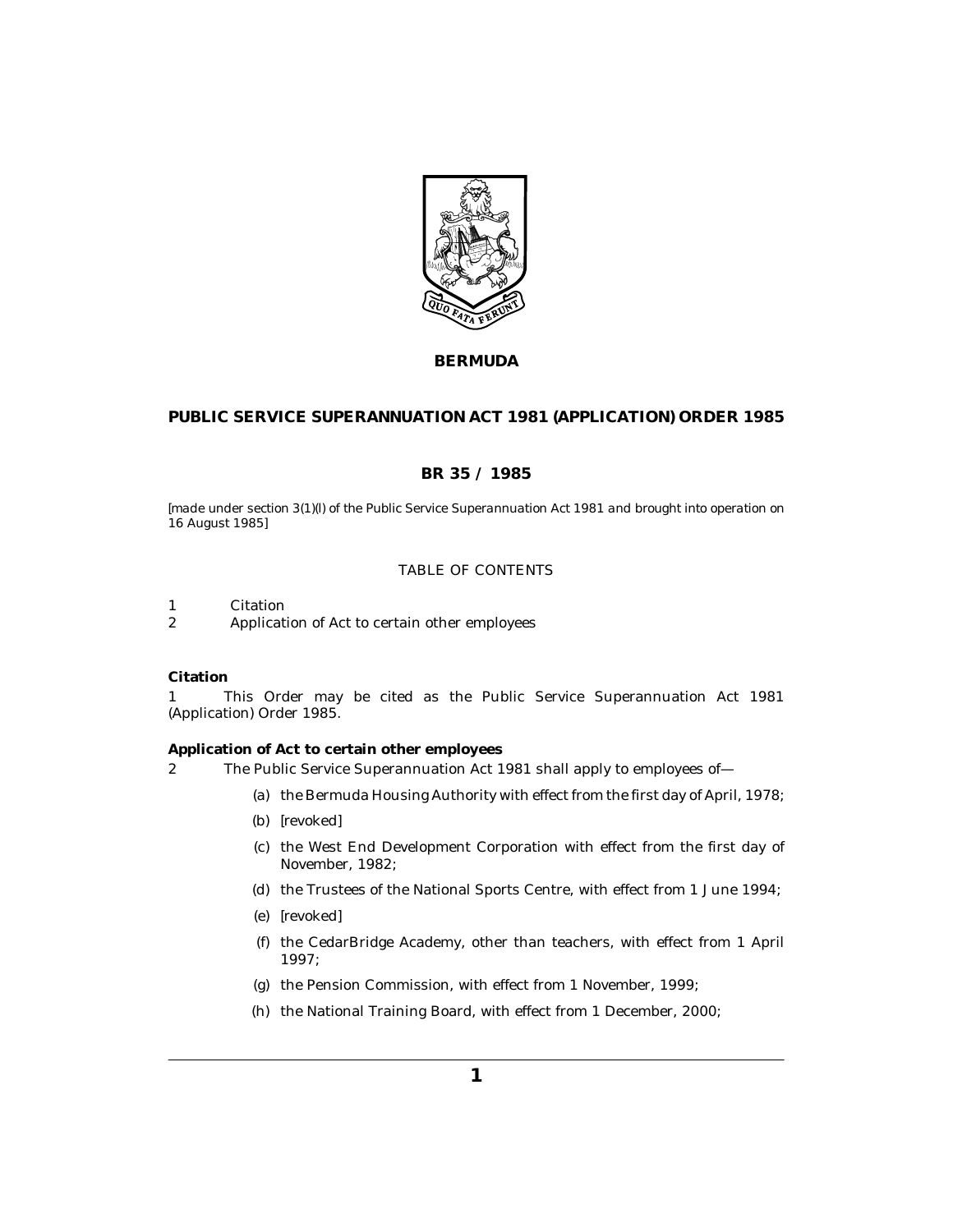**BERMUDA**

# PUBLIC SERVICE SUPERANNUATION ACT 1981 (APPLICATION) ORDER 1985

## BR 35 / 1985

*[made under section 3(1)(l) of the Public Service Superannuation Act 1981 and brought into operation on 16 August 1985]*

TABLE OF CONTENTS

1 Citation
2 Application of Act to certain other employees

**Citation**

1 This Order may be cited as the Public Service Superannuation Act 1981 (Application) Order 1985.

**Application of Act to certain other employees**

2 The Public Service Superannuation Act 1981 shall apply to employees of—

(a) the Bermuda Housing Authority with effect from the first day of April, 1978;

(b) [revoked]

(c) the West End Development Corporation with effect from the first day of November, 1982;

(d) the Trustees of the National Sports Centre, with effect from 1 June 1994;

(e) [revoked]

(f) the CedarBridge Academy, other than teachers, with effect from 1 April 1997;

(g) the Pension Commission, with effect from 1 November, 1999;

(h) the National Training Board, with effect from 1 December, 2000;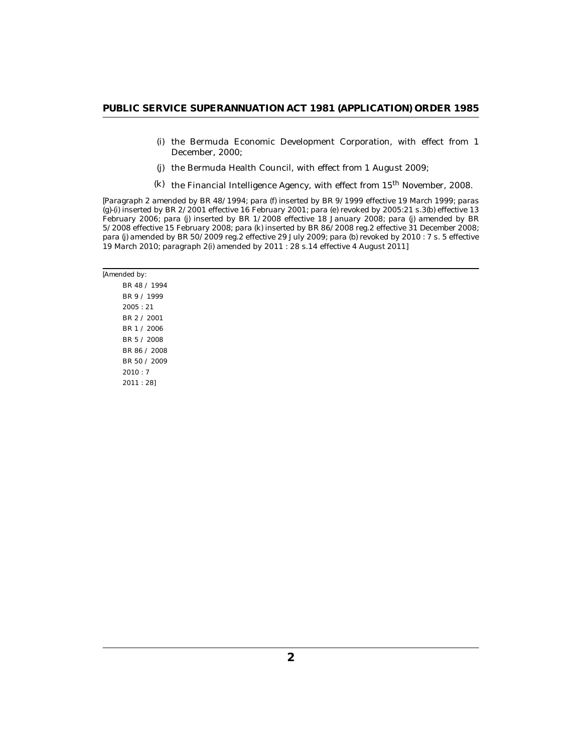(i) the Bermuda Economic Development Corporation, with effect from 1 December, 2000;

(j) the Bermuda Health Council, with effect from 1 August 2009;

(k) the Financial Intelligence Agency, with effect from 15th November, 2008.

[Paragraph 2 amended by BR 48/1994; para (f) inserted by BR 9/1999 effective 19 March 1999; paras (g)-(i) inserted by BR 2/2001 effective 16 February 2001; para (e) revoked by 2005:21 s.3(b) effective 13 February 2006; para (j) inserted by BR 1/2008 effective 18 January 2008; para (j) amended by BR 5/2008 effective 15 February 2008; para (k) inserted by BR 86/2008 reg.2 effective 31 December 2008; para (j) amended by BR 50/2009 reg.2 effective 29 July 2009; para (b) revoked by 2010 : 7 s. 5 effective 19 March 2010; paragraph 2(i) amended by 2011 : 28 s.14 effective 4 August 2011]

---

[Amended by:

BR 48 / 1994
BR 9 / 1999
2005 : 21
BR 2 / 2001
BR 1 / 2006
BR 5 / 2008
BR 86 / 2008
BR 50 / 2009
2010 : 7
2011 : 28]